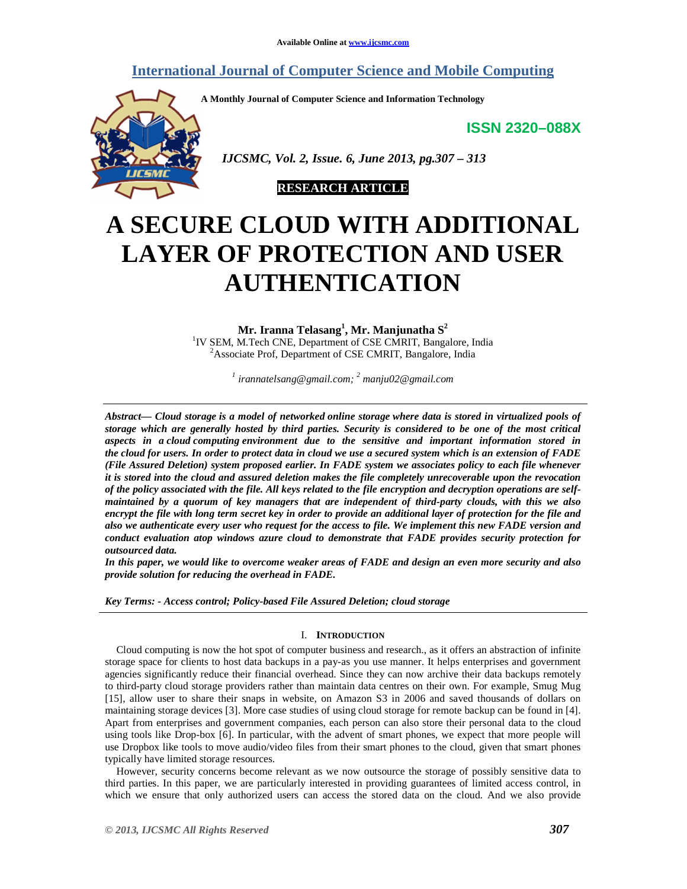Available Online at www.ijcsmc.com

## International Journal of Computer Science and Mobile Computing

A Monthly Journal of Computer Science and Information Technology

ISSN 2320–088X

*IJCSMC, Vol. 2, Issue. 6, June 2013, pg.307 – 313*

**RESEARCH ARTICLE**

# A SECURE CLOUD WITH ADDITIONAL LAYER OF PROTECTION AND USER AUTHENTICATION

**Mr. Iranna Telasang[1], Mr. Manjunatha S[2]**

[1]IV SEM, M.Tech CNE, Department of CSE CMRIT, Bangalore, India
[2]Associate Prof, Department of CSE CMRIT, Bangalore, India

*[1] irannatelsang@gmail.com; [2] manju02@gmail.com*

***Abstract— Cloud storage is a model of networked online storage where data is stored in virtualized pools of storage which are generally hosted by third parties. Security is considered to be one of the most critical aspects in a cloud computing environment due to the sensitive and important information stored in the cloud for users. In order to protect data in cloud we use a secured system which is an extension of FADE (File Assured Deletion) system proposed earlier. In FADE system we associates policy to each file whenever it is stored into the cloud and assured deletion makes the file completely unrecoverable upon the revocation of the policy associated with the file. All keys related to the file encryption and decryption operations are self-maintained by a quorum of key managers that are independent of third-party clouds, with this we also encrypt the file with long term secret key in order to provide an additional layer of protection for the file and also we authenticate every user who request for the access to file. We implement this new FADE version and conduct evaluation atop windows azure cloud to demonstrate that FADE provides security protection for outsourced data.***

***In this paper, we would like to overcome weaker areas of FADE and design an even more security and also provide solution for reducing the overhead in FADE.***

***Key Terms: - Access control; Policy-based File Assured Deletion; cloud storage***

## I. Introduction

Cloud computing is now the hot spot of computer business and research., as it offers an abstraction of infinite storage space for clients to host data backups in a pay-as you use manner. It helps enterprises and government agencies significantly reduce their financial overhead. Since they can now archive their data backups remotely to third-party cloud storage providers rather than maintain data centres on their own. For example, Smug Mug [15], allow user to share their snaps in website, on Amazon S3 in 2006 and saved thousands of dollars on maintaining storage devices [3]. More case studies of using cloud storage for remote backup can be found in [4]. Apart from enterprises and government companies, each person can also store their personal data to the cloud using tools like Drop-box [6]. In particular, with the advent of smart phones, we expect that more people will use Dropbox like tools to move audio/video files from their smart phones to the cloud, given that smart phones typically have limited storage resources.

However, security concerns become relevant as we now outsource the storage of possibly sensitive data to third parties. In this paper, we are particularly interested in providing guarantees of limited access control, in which we ensure that only authorized users can access the stored data on the cloud. And we also provide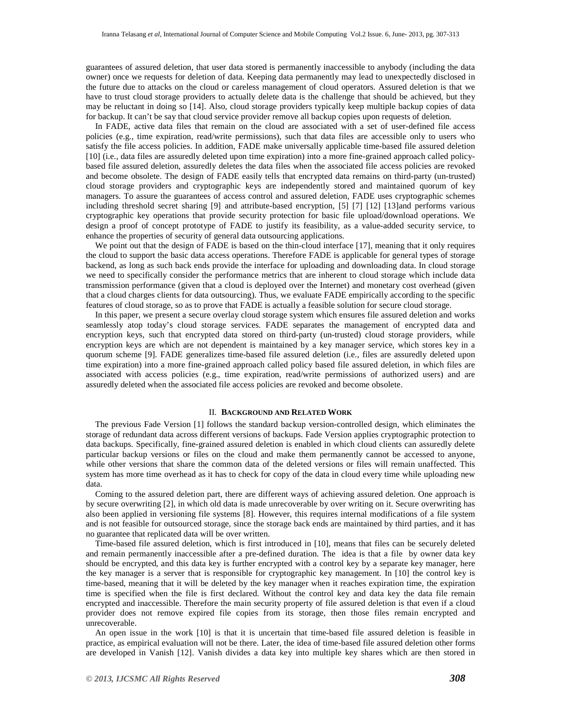guarantees of assured deletion, that user data stored is permanently inaccessible to anybody (including the data owner) once we requests for deletion of data. Keeping data permanently may lead to unexpectedly disclosed in the future due to attacks on the cloud or careless management of cloud operators. Assured deletion is that we have to trust cloud storage providers to actually delete data is the challenge that should be achieved, but they may be reluctant in doing so [14]. Also, cloud storage providers typically keep multiple backup copies of data for backup. It can't be say that cloud service provider remove all backup copies upon requests of deletion.

In FADE, active data files that remain on the cloud are associated with a set of user-defined file access policies (e.g., time expiration, read/write permissions), such that data files are accessible only to users who satisfy the file access policies. In addition, FADE make universally applicable time-based file assured deletion [10] (i.e., data files are assuredly deleted upon time expiration) into a more fine-grained approach called policy-based file assured deletion, assuredly deletes the data files when the associated file access policies are revoked and become obsolete. The design of FADE easily tells that encrypted data remains on third-party (un-trusted) cloud storage providers and cryptographic keys are independently stored and maintained quorum of key managers. To assure the guarantees of access control and assured deletion, FADE uses cryptographic schemes including threshold secret sharing [9] and attribute-based encryption, [5] [7] [12] [13]and performs various cryptographic key operations that provide security protection for basic file upload/download operations. We design a proof of concept prototype of FADE to justify its feasibility, as a value-added security service, to enhance the properties of security of general data outsourcing applications.

We point out that the design of FADE is based on the thin-cloud interface [17], meaning that it only requires the cloud to support the basic data access operations. Therefore FADE is applicable for general types of storage backend, as long as such back ends provide the interface for uploading and downloading data. In cloud storage we need to specifically consider the performance metrics that are inherent to cloud storage which include data transmission performance (given that a cloud is deployed over the Internet) and monetary cost overhead (given that a cloud charges clients for data outsourcing). Thus, we evaluate FADE empirically according to the specific features of cloud storage, so as to prove that FADE is actually a feasible solution for secure cloud storage.

In this paper, we present a secure overlay cloud storage system which ensures file assured deletion and works seamlessly atop today's cloud storage services. FADE separates the management of encrypted data and encryption keys, such that encrypted data stored on third-party (un-trusted) cloud storage providers, while encryption keys are which are not dependent is maintained by a key manager service, which stores key in a quorum scheme [9]. FADE generalizes time-based file assured deletion (i.e., files are assuredly deleted upon time expiration) into a more fine-grained approach called policy based file assured deletion, in which files are associated with access policies (e.g., time expiration, read/write permissions of authorized users) and are assuredly deleted when the associated file access policies are revoked and become obsolete.

## II. Background and Related Work

The previous Fade Version [1] follows the standard backup version-controlled design, which eliminates the storage of redundant data across different versions of backups. Fade Version applies cryptographic protection to data backups. Specifically, fine-grained assured deletion is enabled in which cloud clients can assuredly delete particular backup versions or files on the cloud and make them permanently cannot be accessed to anyone, while other versions that share the common data of the deleted versions or files will remain unaffected. This system has more time overhead as it has to check for copy of the data in cloud every time while uploading new data.

Coming to the assured deletion part, there are different ways of achieving assured deletion. One approach is by secure overwriting [2], in which old data is made unrecoverable by over writing on it. Secure overwriting has also been applied in versioning file systems [8]. However, this requires internal modifications of a file system and is not feasible for outsourced storage, since the storage back ends are maintained by third parties, and it has no guarantee that replicated data will be over written.

Time-based file assured deletion, which is first introduced in [10], means that files can be securely deleted and remain permanently inaccessible after a pre-defined duration. The idea is that a file by owner data key should be encrypted, and this data key is further encrypted with a control key by a separate key manager, here the key manager is a server that is responsible for cryptographic key management. In [10] the control key is time-based, meaning that it will be deleted by the key manager when it reaches expiration time, the expiration time is specified when the file is first declared. Without the control key and data key the data file remain encrypted and inaccessible. Therefore the main security property of file assured deletion is that even if a cloud provider does not remove expired file copies from its storage, then those files remain encrypted and unrecoverable.

An open issue in the work [10] is that it is uncertain that time-based file assured deletion is feasible in practice, as empirical evaluation will not be there. Later, the idea of time-based file assured deletion other forms are developed in Vanish [12]. Vanish divides a data key into multiple key shares which are then stored in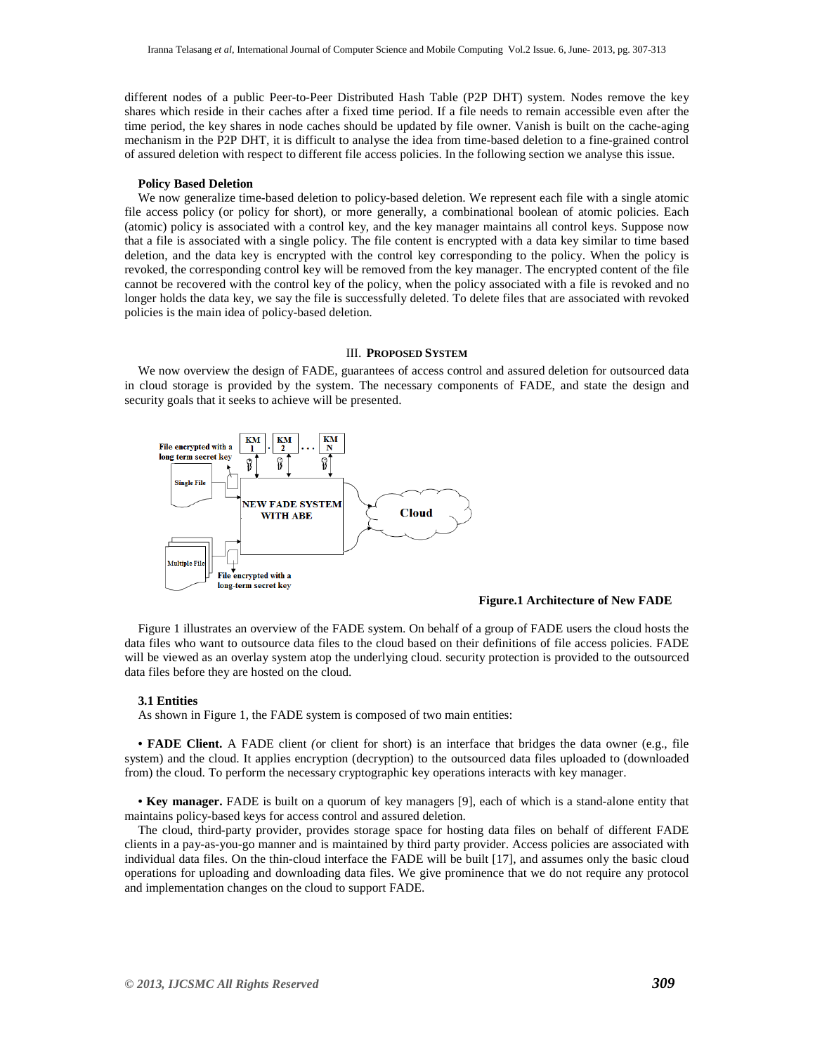different nodes of a public Peer-to-Peer Distributed Hash Table (P2P DHT) system. Nodes remove the key shares which reside in their caches after a fixed time period. If a file needs to remain accessible even after the time period, the key shares in node caches should be updated by file owner. Vanish is built on the cache-aging mechanism in the P2P DHT, it is difficult to analyse the idea from time-based deletion to a fine-grained control of assured deletion with respect to different file access policies. In the following section we analyse this issue.

**Policy Based Deletion**

We now generalize time-based deletion to policy-based deletion. We represent each file with a single atomic file access policy (or policy for short), or more generally, a combinational boolean of atomic policies. Each (atomic) policy is associated with a control key, and the key manager maintains all control keys. Suppose now that a file is associated with a single policy. The file content is encrypted with a data key similar to time based deletion, and the data key is encrypted with the control key corresponding to the policy. When the policy is revoked, the corresponding control key will be removed from the key manager. The encrypted content of the file cannot be recovered with the control key of the policy, when the policy associated with a file is revoked and no longer holds the data key, we say the file is successfully deleted. To delete files that are associated with revoked policies is the main idea of policy-based deletion.

## III. PROPOSED SYSTEM

We now overview the design of FADE, guarantees of access control and assured deletion for outsourced data in cloud storage is provided by the system. The necessary components of FADE, and state the design and security goals that it seeks to achieve will be presented.

**Figure.1 Architecture of New FADE**

Figure 1 illustrates an overview of the FADE system. On behalf of a group of FADE users the cloud hosts the data files who want to outsource data files to the cloud based on their definitions of file access policies. FADE will be viewed as an overlay system atop the underlying cloud. security protection is provided to the outsourced data files before they are hosted on the cloud.

### 3.1 Entities

As shown in Figure 1, the FADE system is composed of two main entities:

• **FADE Client.** A FADE client *(*or client for short) is an interface that bridges the data owner (e.g., file system) and the cloud. It applies encryption (decryption) to the outsourced data files uploaded to (downloaded from) the cloud. To perform the necessary cryptographic key operations interacts with key manager.

• **Key manager.** FADE is built on a quorum of key managers [9], each of which is a stand-alone entity that maintains policy-based keys for access control and assured deletion.

The cloud, third-party provider, provides storage space for hosting data files on behalf of different FADE clients in a pay-as-you-go manner and is maintained by third party provider. Access policies are associated with individual data files. On the thin-cloud interface the FADE will be built [17], and assumes only the basic cloud operations for uploading and downloading data files. We give prominence that we do not require any protocol and implementation changes on the cloud to support FADE.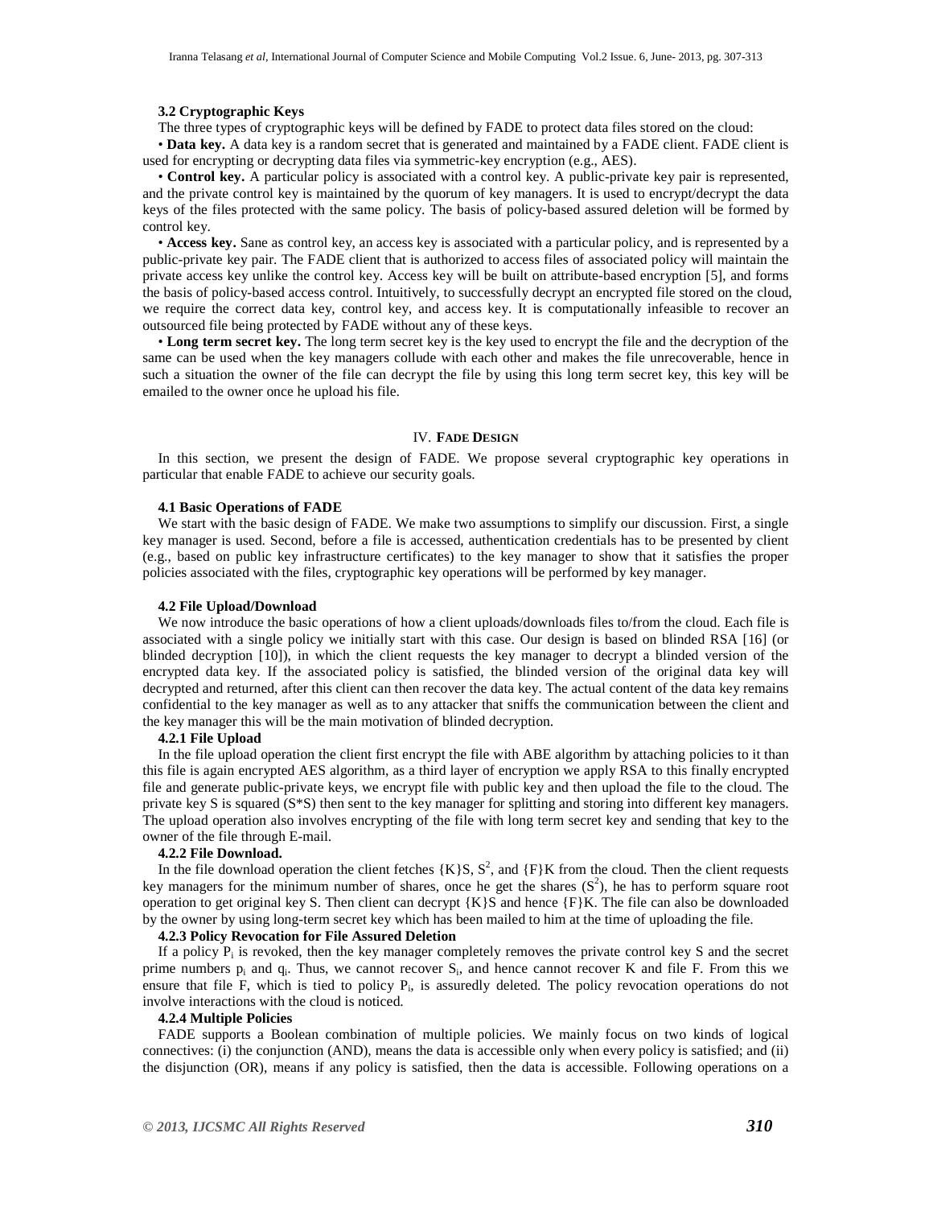### 3.2 Cryptographic Keys

The three types of cryptographic keys will be defined by FADE to protect data files stored on the cloud:

• **Data key.** A data key is a random secret that is generated and maintained by a FADE client. FADE client is used for encrypting or decrypting data files via symmetric-key encryption (e.g., AES).

• **Control key.** A particular policy is associated with a control key. A public-private key pair is represented, and the private control key is maintained by the quorum of key managers. It is used to encrypt/decrypt the data keys of the files protected with the same policy. The basis of policy-based assured deletion will be formed by control key.

• **Access key.** Sane as control key, an access key is associated with a particular policy, and is represented by a public-private key pair. The FADE client that is authorized to access files of associated policy will maintain the private access key unlike the control key. Access key will be built on attribute-based encryption [5], and forms the basis of policy-based access control. Intuitively, to successfully decrypt an encrypted file stored on the cloud, we require the correct data key, control key, and access key. It is computationally infeasible to recover an outsourced file being protected by FADE without any of these keys.

• **Long term secret key.** The long term secret key is the key used to encrypt the file and the decryption of the same can be used when the key managers collude with each other and makes the file unrecoverable, hence in such a situation the owner of the file can decrypt the file by using this long term secret key, this key will be emailed to the owner once he upload his file.

## IV. FADE DESIGN

In this section, we present the design of FADE. We propose several cryptographic key operations in particular that enable FADE to achieve our security goals.

### 4.1 Basic Operations of FADE

We start with the basic design of FADE. We make two assumptions to simplify our discussion. First, a single key manager is used. Second, before a file is accessed, authentication credentials has to be presented by client (e.g., based on public key infrastructure certificates) to the key manager to show that it satisfies the proper policies associated with the files, cryptographic key operations will be performed by key manager.

### 4.2 File Upload/Download

We now introduce the basic operations of how a client uploads/downloads files to/from the cloud. Each file is associated with a single policy we initially start with this case. Our design is based on blinded RSA [16] (or blinded decryption [10]), in which the client requests the key manager to decrypt a blinded version of the encrypted data key. If the associated policy is satisfied, the blinded version of the original data key will decrypted and returned, after this client can then recover the data key. The actual content of the data key remains confidential to the key manager as well as to any attacker that sniffs the communication between the client and the key manager this will be the main motivation of blinded decryption.

#### 4.2.1 File Upload

In the file upload operation the client first encrypt the file with ABE algorithm by attaching policies to it than this file is again encrypted AES algorithm, as a third layer of encryption we apply RSA to this finally encrypted file and generate public-private keys, we encrypt file with public key and then upload the file to the cloud. The private key S is squared (S*S) then sent to the key manager for splitting and storing into different key managers. The upload operation also involves encrypting of the file with long term secret key and sending that key to the owner of the file through E-mail.

#### 4.2.2 File Download.

In the file download operation the client fetches $\{K\}S$, $S^2$, and $\{F\}K$ from the cloud. Then the client requests key managers for the minimum number of shares, once he get the shares ($S^2$), he has to perform square root operation to get original key S. Then client can decrypt $\{K\}S$ and hence $\{F\}K$. The file can also be downloaded by the owner by using long-term secret key which has been mailed to him at the time of uploading the file.

#### 4.2.3 Policy Revocation for File Assured Deletion

If a policy $P_i$ is revoked, then the key manager completely removes the private control key S and the secret prime numbers $p_i$ and $q_i$. Thus, we cannot recover $S_i$, and hence cannot recover K and file F. From this we ensure that file F, which is tied to policy $P_i$, is assuredly deleted. The policy revocation operations do not involve interactions with the cloud is noticed.

#### 4.2.4 Multiple Policies

FADE supports a Boolean combination of multiple policies. We mainly focus on two kinds of logical connectives: (i) the conjunction (AND), means the data is accessible only when every policy is satisfied; and (ii) the disjunction (OR), means if any policy is satisfied, then the data is accessible. Following operations on a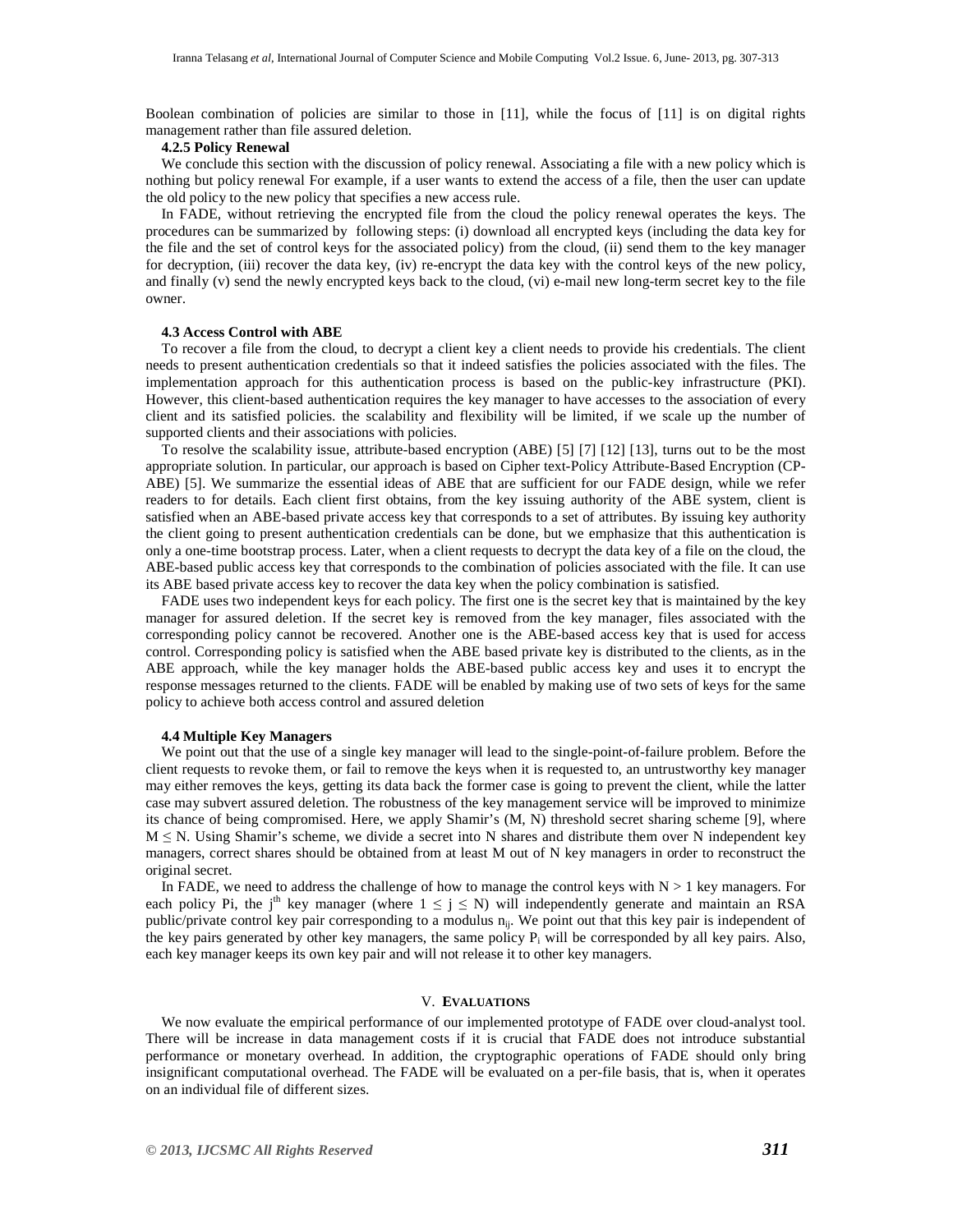Boolean combination of policies are similar to those in [11], while the focus of [11] is on digital rights management rather than file assured deletion.

#### 4.2.5 Policy Renewal

We conclude this section with the discussion of policy renewal. Associating a file with a new policy which is nothing but policy renewal For example, if a user wants to extend the access of a file, then the user can update the old policy to the new policy that specifies a new access rule.

In FADE, without retrieving the encrypted file from the cloud the policy renewal operates the keys. The procedures can be summarized by following steps: (i) download all encrypted keys (including the data key for the file and the set of control keys for the associated policy) from the cloud, (ii) send them to the key manager for decryption, (iii) recover the data key, (iv) re-encrypt the data key with the control keys of the new policy, and finally (v) send the newly encrypted keys back to the cloud, (vi) e-mail new long-term secret key to the file owner.

### 4.3 Access Control with ABE

To recover a file from the cloud, to decrypt a client key a client needs to provide his credentials. The client needs to present authentication credentials so that it indeed satisfies the policies associated with the files. The implementation approach for this authentication process is based on the public-key infrastructure (PKI). However, this client-based authentication requires the key manager to have accesses to the association of every client and its satisfied policies. the scalability and flexibility will be limited, if we scale up the number of supported clients and their associations with policies.

To resolve the scalability issue, attribute-based encryption (ABE) [5] [7] [12] [13], turns out to be the most appropriate solution. In particular, our approach is based on Cipher text-Policy Attribute-Based Encryption (CP-ABE) [5]. We summarize the essential ideas of ABE that are sufficient for our FADE design, while we refer readers to for details. Each client first obtains, from the key issuing authority of the ABE system, client is satisfied when an ABE-based private access key that corresponds to a set of attributes. By issuing key authority the client going to present authentication credentials can be done, but we emphasize that this authentication is only a one-time bootstrap process. Later, when a client requests to decrypt the data key of a file on the cloud, the ABE-based public access key that corresponds to the combination of policies associated with the file. It can use its ABE based private access key to recover the data key when the policy combination is satisfied.

FADE uses two independent keys for each policy. The first one is the secret key that is maintained by the key manager for assured deletion. If the secret key is removed from the key manager, files associated with the corresponding policy cannot be recovered. Another one is the ABE-based access key that is used for access control. Corresponding policy is satisfied when the ABE based private key is distributed to the clients, as in the ABE approach, while the key manager holds the ABE-based public access key and uses it to encrypt the response messages returned to the clients. FADE will be enabled by making use of two sets of keys for the same policy to achieve both access control and assured deletion

### 4.4 Multiple Key Managers

We point out that the use of a single key manager will lead to the single-point-of-failure problem. Before the client requests to revoke them, or fail to remove the keys when it is requested to, an untrustworthy key manager may either removes the keys, getting its data back the former case is going to prevent the client, while the latter case may subvert assured deletion. The robustness of the key management service will be improved to minimize its chance of being compromised. Here, we apply Shamir's (M, N) threshold secret sharing scheme [9], where $M \leq N$. Using Shamir's scheme, we divide a secret into N shares and distribute them over N independent key managers, correct shares should be obtained from at least M out of N key managers in order to reconstruct the original secret.

In FADE, we need to address the challenge of how to manage the control keys with $N > 1$ key managers. For each policy Pi, the $j^{th}$ key manager (where $1 \leq j \leq N$) will independently generate and maintain an RSA public/private control key pair corresponding to a modulus $n_{ij}$. We point out that this key pair is independent of the key pairs generated by other key managers, the same policy $P_i$ will be corresponded by all key pairs. Also, each key manager keeps its own key pair and will not release it to other key managers.

## V. EVALUATIONS

We now evaluate the empirical performance of our implemented prototype of FADE over cloud-analyst tool. There will be increase in data management costs if it is crucial that FADE does not introduce substantial performance or monetary overhead. In addition, the cryptographic operations of FADE should only bring insignificant computational overhead. The FADE will be evaluated on a per-file basis, that is, when it operates on an individual file of different sizes.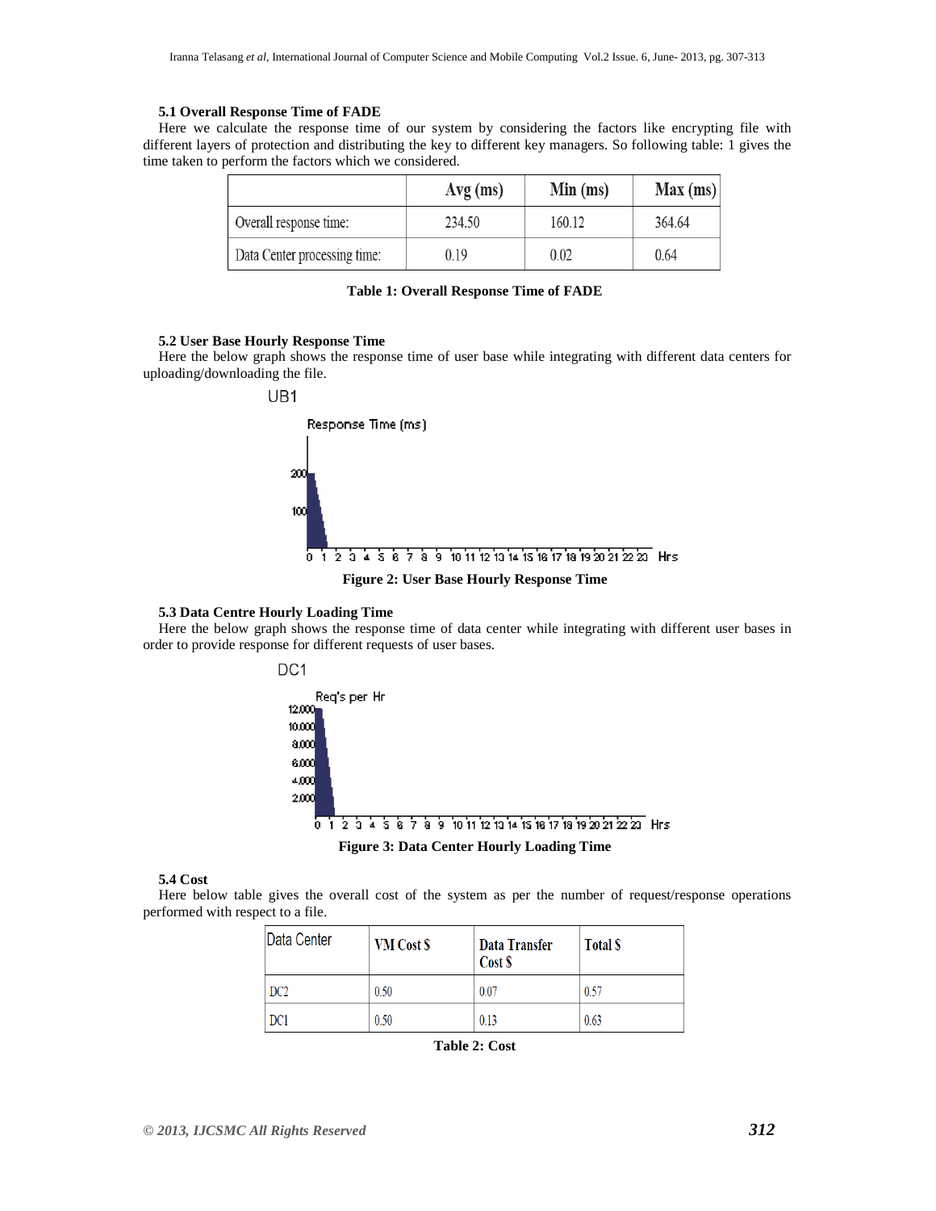### 5.1 Overall Response Time of FADE

Here we calculate the response time of our system by considering the factors like encrypting file with different layers of protection and distributing the key to different key managers. So following table: 1 gives the time taken to perform the factors which we considered.

| | Avg (ms) | Min (ms) | Max (ms) |
|---|---|---|---|
| Overall response time: | 234.50 | 160.12 | 364.64 |
| Data Center processing time: | 0.19 | 0.02 | 0.64 |

**Table 1: Overall Response Time of FADE**

### 5.2 User Base Hourly Response Time

Here the below graph shows the response time of user base while integrating with different data centers for uploading/downloading the file.

**Figure 2: User Base Hourly Response Time**

### 5.3 Data Centre Hourly Loading Time

Here the below graph shows the response time of data center while integrating with different user bases in order to provide response for different requests of user bases.

**Figure 3: Data Center Hourly Loading Time**

### 5.4 Cost

Here below table gives the overall cost of the system as per the number of request/response operations performed with respect to a file.

| Data Center | VM Cost $ | Data Transfer Cost $ | Total $ |
|---|---|---|---|
| DC2 | 0.50 | 0.07 | 0.57 |
| DC1 | 0.50 | 0.13 | 0.63 |

**Table 2: Cost**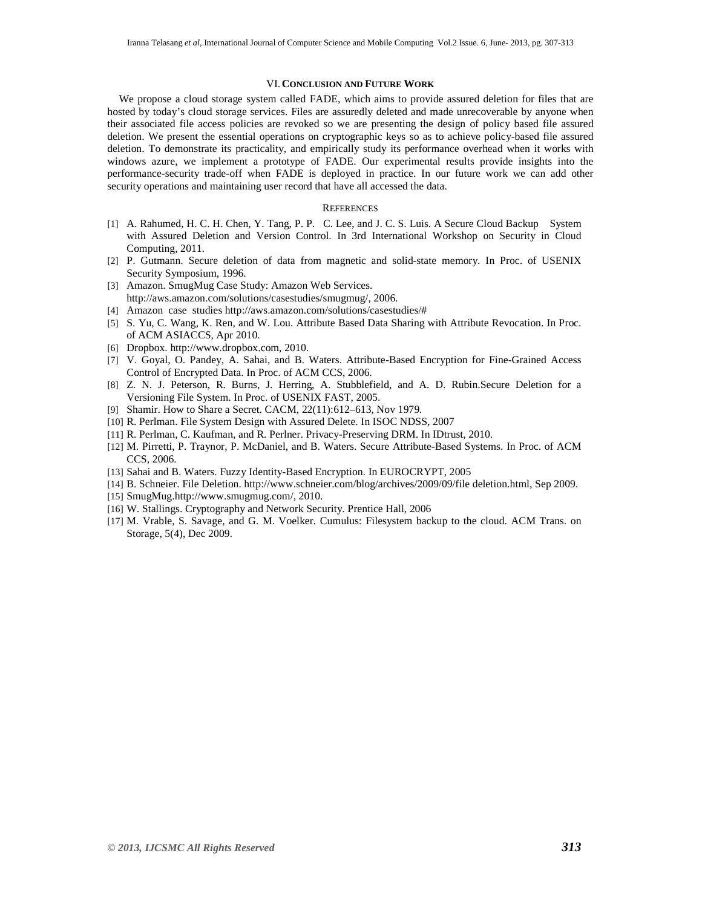## VI. CONCLUSION AND FUTURE WORK

We propose a cloud storage system called FADE, which aims to provide assured deletion for files that are hosted by today's cloud storage services. Files are assuredly deleted and made unrecoverable by anyone when their associated file access policies are revoked so we are presenting the design of policy based file assured deletion. We present the essential operations on cryptographic keys so as to achieve policy-based file assured deletion. To demonstrate its practicality, and empirically study its performance overhead when it works with windows azure, we implement a prototype of FADE. Our experimental results provide insights into the performance-security trade-off when FADE is deployed in practice. In our future work we can add other security operations and maintaining user record that have all accessed the data.

## REFERENCES

[1] A. Rahumed, H. C. H. Chen, Y. Tang, P. P. C. Lee, and J. C. S. Luis. A Secure Cloud Backup System with Assured Deletion and Version Control. In 3rd International Workshop on Security in Cloud Computing, 2011.

[2] P. Gutmann. Secure deletion of data from magnetic and solid-state memory. In Proc. of USENIX Security Symposium, 1996.

[3] Amazon. SmugMug Case Study: Amazon Web Services. http://aws.amazon.com/solutions/casestudies/smugmug/, 2006.

[4] Amazon case studies http://aws.amazon.com/solutions/casestudies/#

[5] S. Yu, C. Wang, K. Ren, and W. Lou. Attribute Based Data Sharing with Attribute Revocation. In Proc. of ACM ASIACCS, Apr 2010.

[6] Dropbox. http://www.dropbox.com, 2010.

[7] V. Goyal, O. Pandey, A. Sahai, and B. Waters. Attribute-Based Encryption for Fine-Grained Access Control of Encrypted Data. In Proc. of ACM CCS, 2006.

[8] Z. N. J. Peterson, R. Burns, J. Herring, A. Stubblefield, and A. D. Rubin.Secure Deletion for a Versioning File System. In Proc. of USENIX FAST, 2005.

[9] Shamir. How to Share a Secret. CACM, 22(11):612–613, Nov 1979.

[10] R. Perlman. File System Design with Assured Delete. In ISOC NDSS, 2007

[11] R. Perlman, C. Kaufman, and R. Perlner. Privacy-Preserving DRM. In IDtrust, 2010.

[12] M. Pirretti, P. Traynor, P. McDaniel, and B. Waters. Secure Attribute-Based Systems. In Proc. of ACM CCS, 2006.

[13] Sahai and B. Waters. Fuzzy Identity-Based Encryption. In EUROCRYPT, 2005

[14] B. Schneier. File Deletion. http://www.schneier.com/blog/archives/2009/09/file deletion.html, Sep 2009.

[15] SmugMug.http://www.smugmug.com/, 2010.

[16] W. Stallings. Cryptography and Network Security. Prentice Hall, 2006

[17] M. Vrable, S. Savage, and G. M. Voelker. Cumulus: Filesystem backup to the cloud. ACM Trans. on Storage, 5(4), Dec 2009.